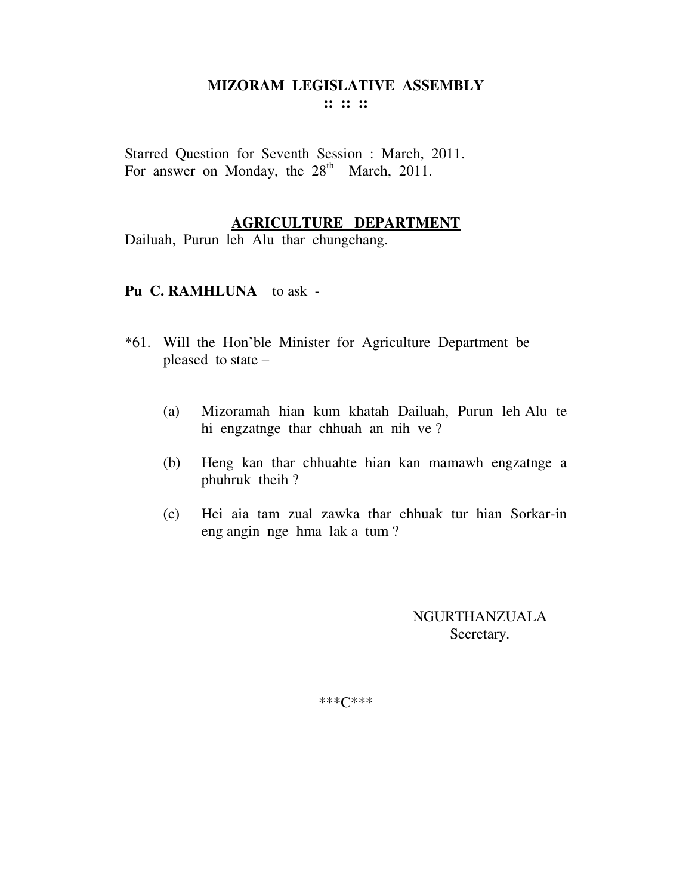# MIZORAM LEGISLATIVE ASSEMBLY

**:: :: ::**

Starred Question for Seventh Session : March, 2011.
For answer on Monday, the 28th March, 2011.

## AGRICULTURE DEPARTMENT

Dailuah, Purun leh Alu thar chungchang.

**Pu C. RAMHLUNA** to ask -

*61. Will the Hon'ble Minister for Agriculture Department be pleased to state –

(a) Mizoramah hian kum khatah Dailuah, Purun leh Alu te hi engzatnge thar chhuah an nih ve ?

(b) Heng kan thar chhuahte hian kan mamawh engzatnge a phuhruk theih ?

(c) Hei aia tam zual zawka thar chhuak tur hian Sorkar-in eng angin nge hma lak a tum ?

NGURTHANZUALA
Secretary.

\*\*\*C\*\*\*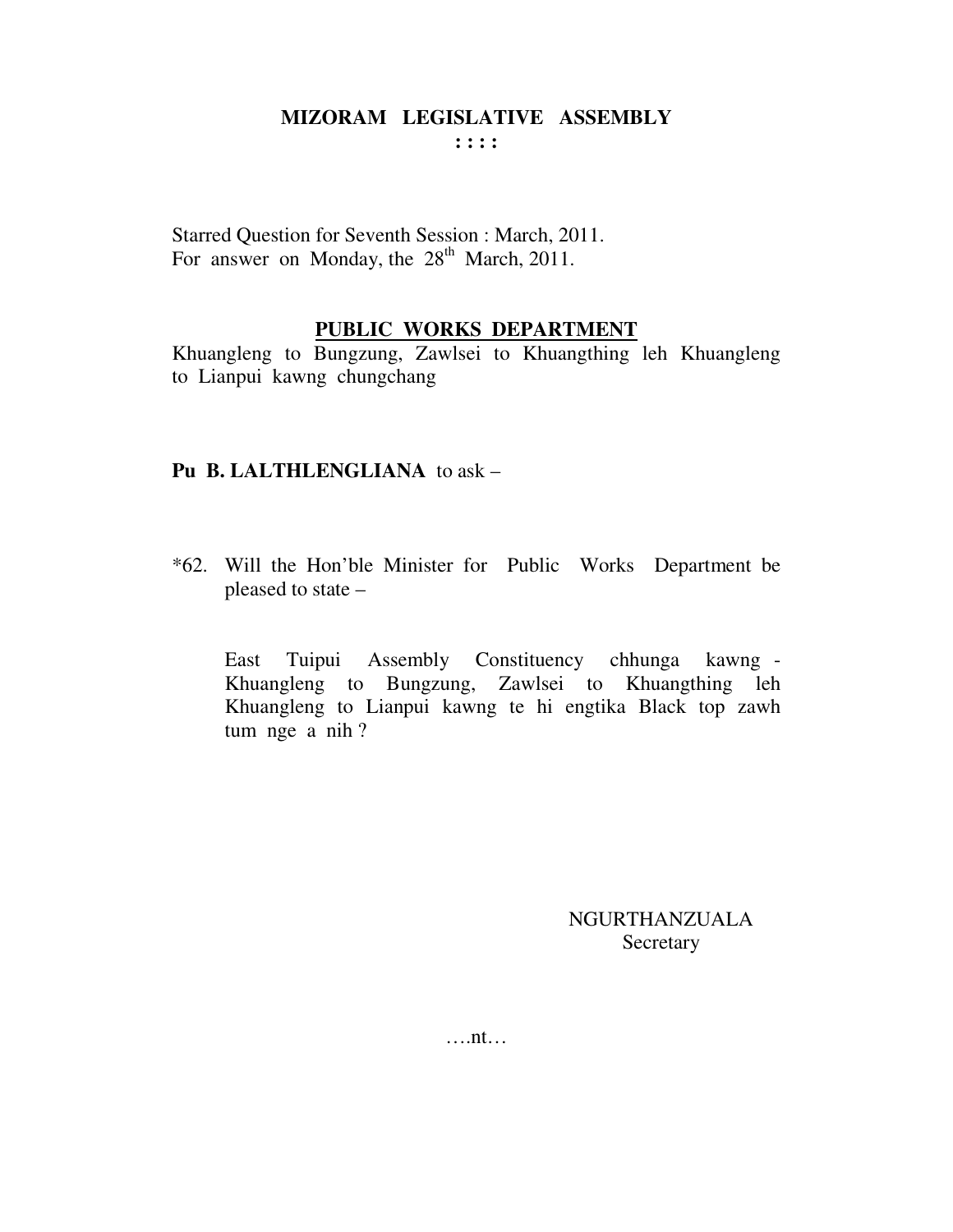**MIZORAM LEGISLATIVE ASSEMBLY**
**: : : :**

Starred Question for Seventh Session : March, 2011.
For answer on Monday, the 28th March, 2011.

**PUBLIC WORKS DEPARTMENT**

Khuangleng to Bungzung, Zawlsei to Khuangthing leh Khuangleng to Lianpui kawng chungchang

**Pu B. LALTHLENGLIANA** to ask –

*62. Will the Hon'ble Minister for Public Works Department be pleased to state –

East Tuipui Assembly Constituency chhunga kawng - Khuangleng to Bungzung, Zawlsei to Khuangthing leh Khuangleng to Lianpui kawng te hi engtika Black top zawh tum nge a nih ?

NGURTHANZUALA
Secretary

….nt…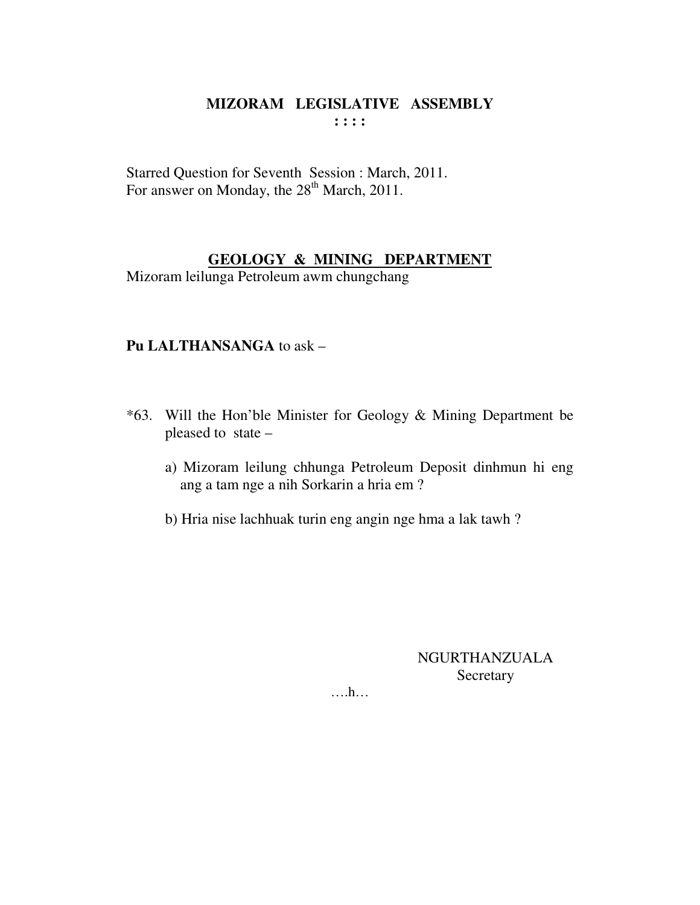# MIZORAM LEGISLATIVE ASSEMBLY

: : : :

Starred Question for Seventh Session : March, 2011.
For answer on Monday, the 28th March, 2011.

## GEOLOGY & MINING DEPARTMENT

Mizoram leilunga Petroleum awm chungchang

**Pu LALTHANSANGA** to ask –

*63. Will the Hon'ble Minister for Geology & Mining Department be pleased to state –

a) Mizoram leilung chhunga Petroleum Deposit dinhmun hi eng ang a tam nge a nih Sorkarin a hria em ?

b) Hria nise lachhuak turin eng angin nge hma a lak tawh ?

NGURTHANZUALA
Secretary

….h…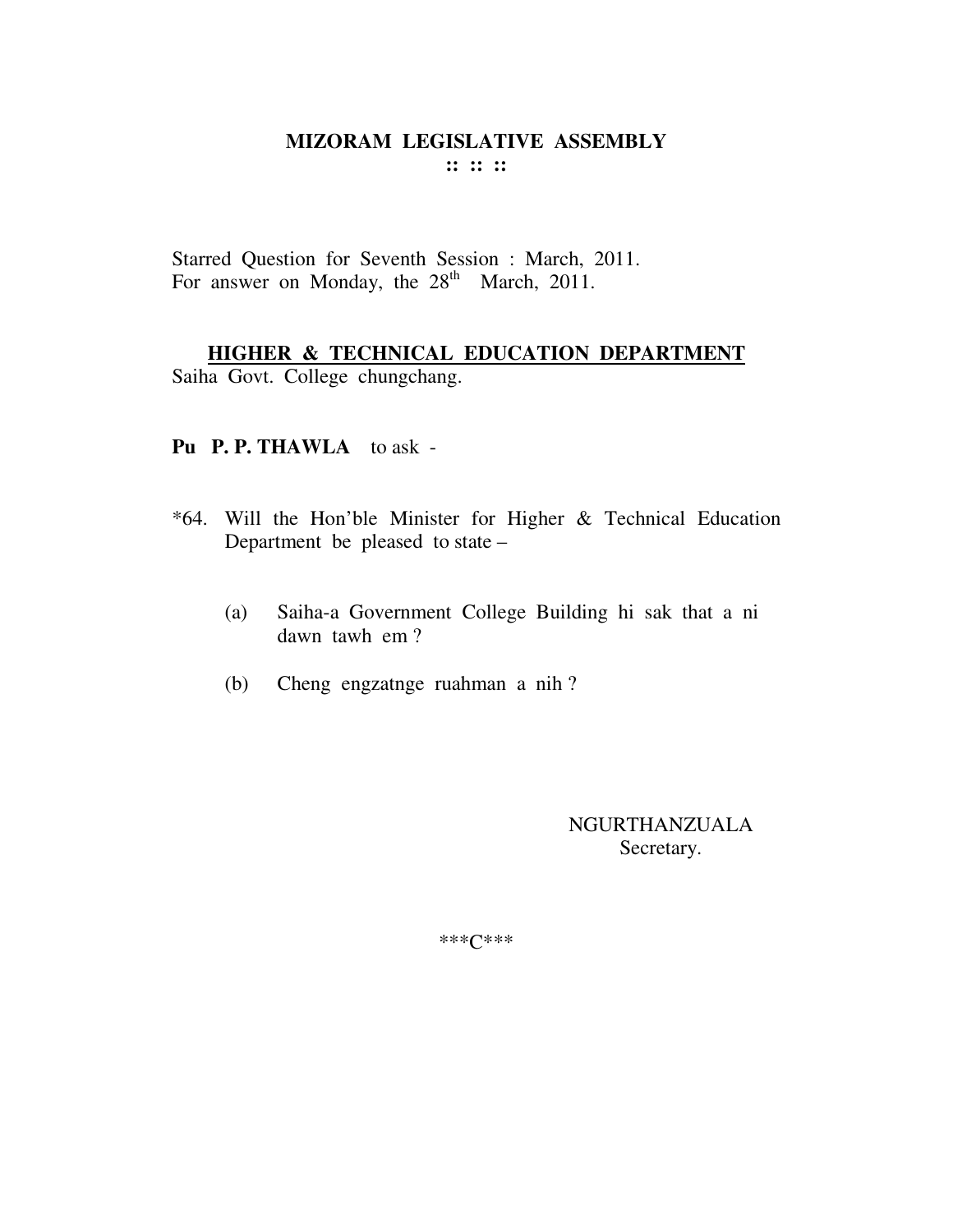# MIZORAM LEGISLATIVE ASSEMBLY

**:: :: ::**

Starred Question for Seventh Session : March, 2011.
For answer on Monday, the 28th March, 2011.

## HIGHER & TECHNICAL EDUCATION DEPARTMENT

Saiha Govt. College chungchang.

**Pu P. P. THAWLA** to ask -

*64. Will the Hon'ble Minister for Higher & Technical Education Department be pleased to state –

(a) Saiha-a Government College Building hi sak that a ni dawn tawh em ?

(b) Cheng engzatnge ruahman a nih ?

NGURTHANZUALA
Secretary.

***C***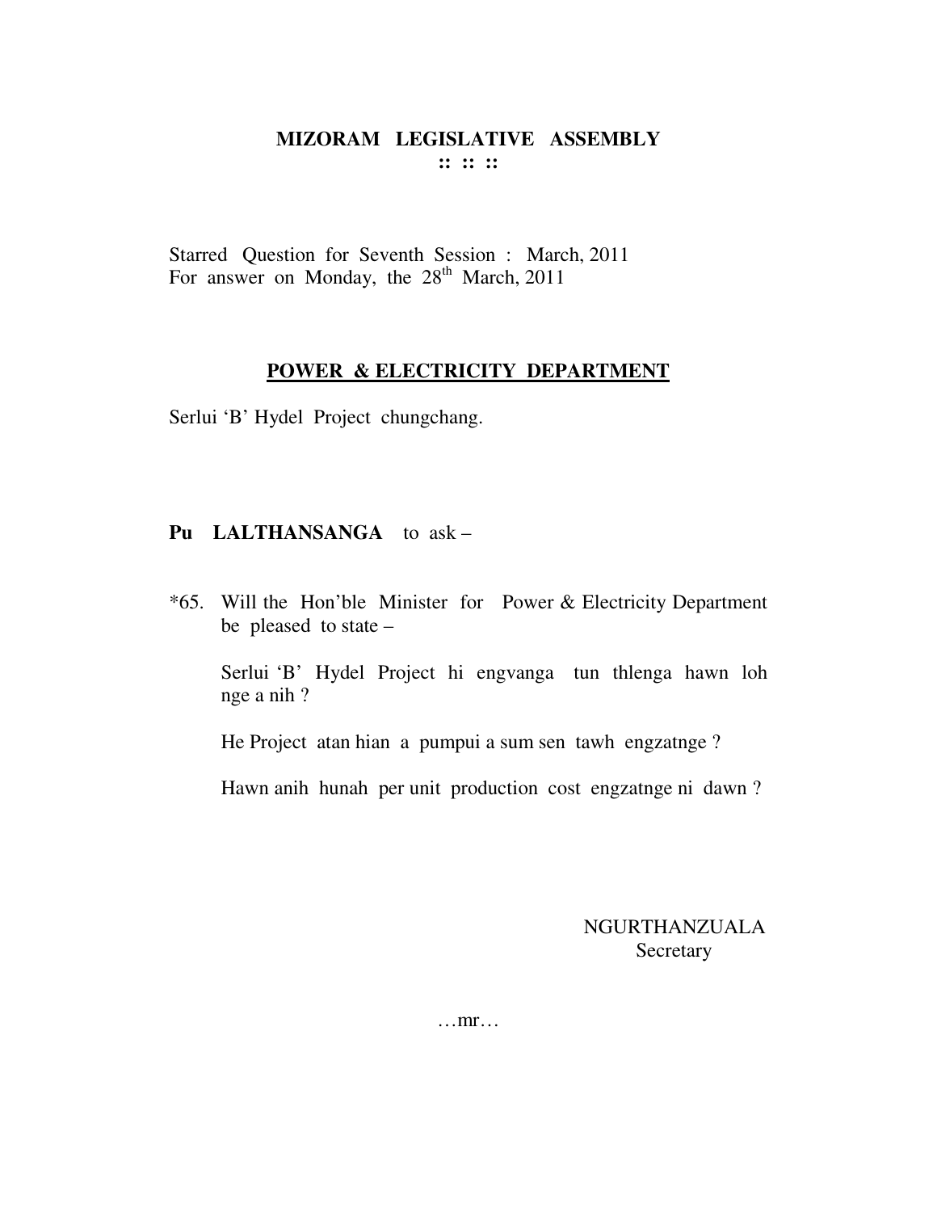# MIZORAM LEGISLATIVE ASSEMBLY

**:: :: ::**

Starred Question for Seventh Session : March, 2011
For answer on Monday, the 28th March, 2011

## POWER & ELECTRICITY DEPARTMENT

Serlui 'B' Hydel Project chungchang.

**Pu LALTHANSANGA** to ask –

*65. Will the Hon'ble Minister for Power & Electricity Department be pleased to state –

Serlui 'B' Hydel Project hi engvanga tun thlenga hawn loh nge a nih ?

He Project atan hian a pumpui a sum sen tawh engzatnge ?

Hawn anih hunah per unit production cost engzatnge ni dawn ?

NGURTHANZUALA
Secretary

…mr…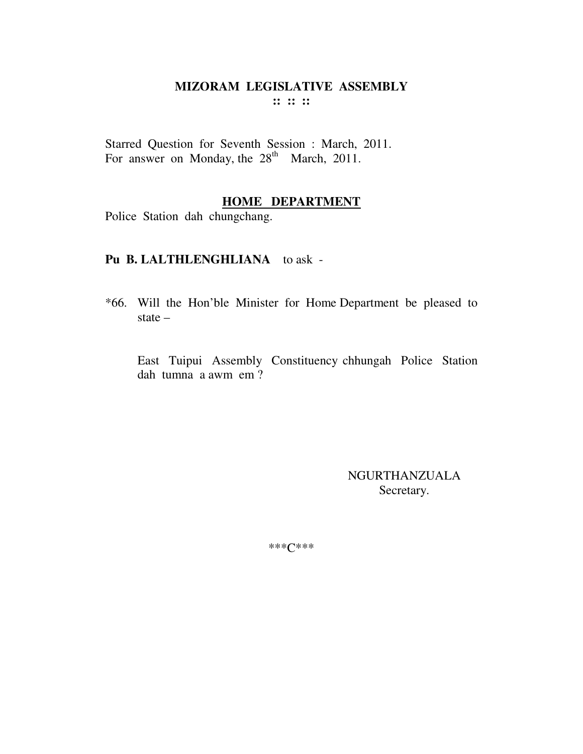**MIZORAM LEGISLATIVE ASSEMBLY**
**:: :: ::**

Starred Question for Seventh Session : March, 2011.
For answer on Monday, the 28th March, 2011.

**HOME DEPARTMENT**

Police Station dah chungchang.

**Pu B. LALTHLENGHLIANA** to ask -

*66. Will the Hon'ble Minister for Home Department be pleased to state –

East Tuipui Assembly Constituency chhungah Police Station dah tumna a awm em ?

NGURTHANZUALA
Secretary.

\*\*\*C\*\*\*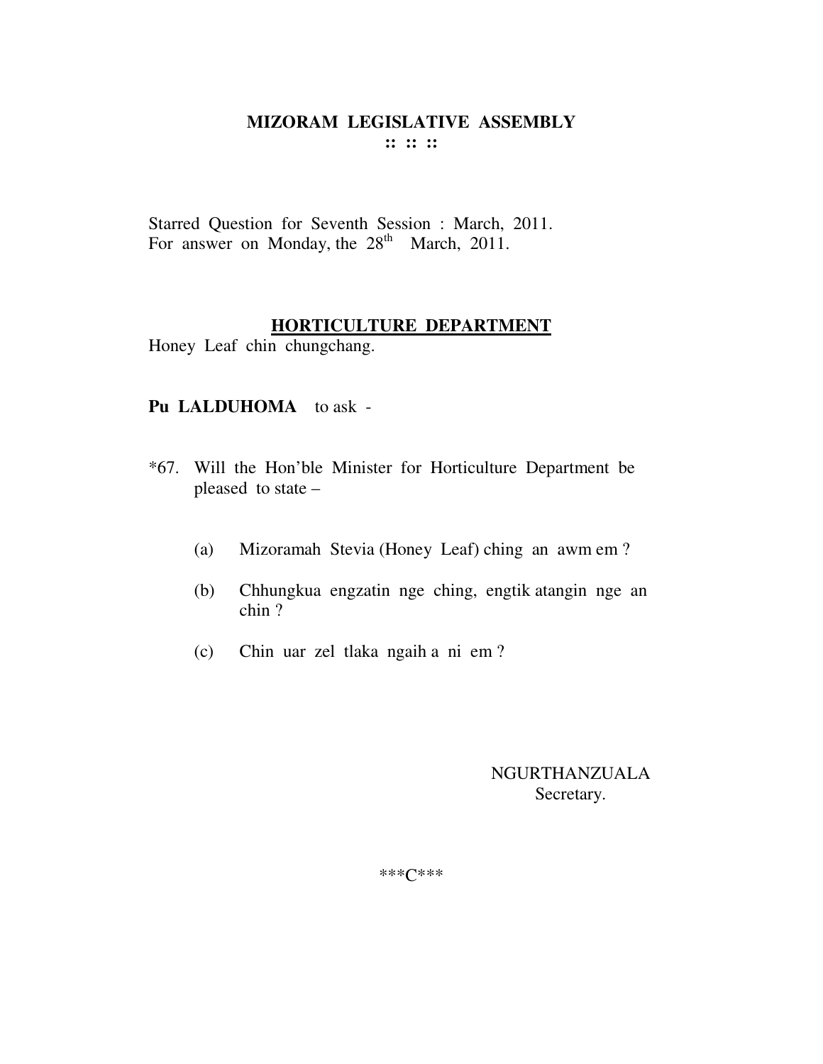# MIZORAM LEGISLATIVE ASSEMBLY

:: :: ::

Starred Question for Seventh Session : March, 2011.
For answer on Monday, the 28th March, 2011.

## HORTICULTURE DEPARTMENT

Honey Leaf chin chungchang.

**Pu LALDUHOMA** to ask -

*67. Will the Hon'ble Minister for Horticulture Department be pleased to state –

(a) Mizoramah Stevia (Honey Leaf) ching an awm em ?

(b) Chhungkua engzatin nge ching, engtik atangin nge an chin ?

(c) Chin uar zel tlaka ngaih a ni em ?

NGURTHANZUALA
Secretary.

\*\*\*C\*\*\*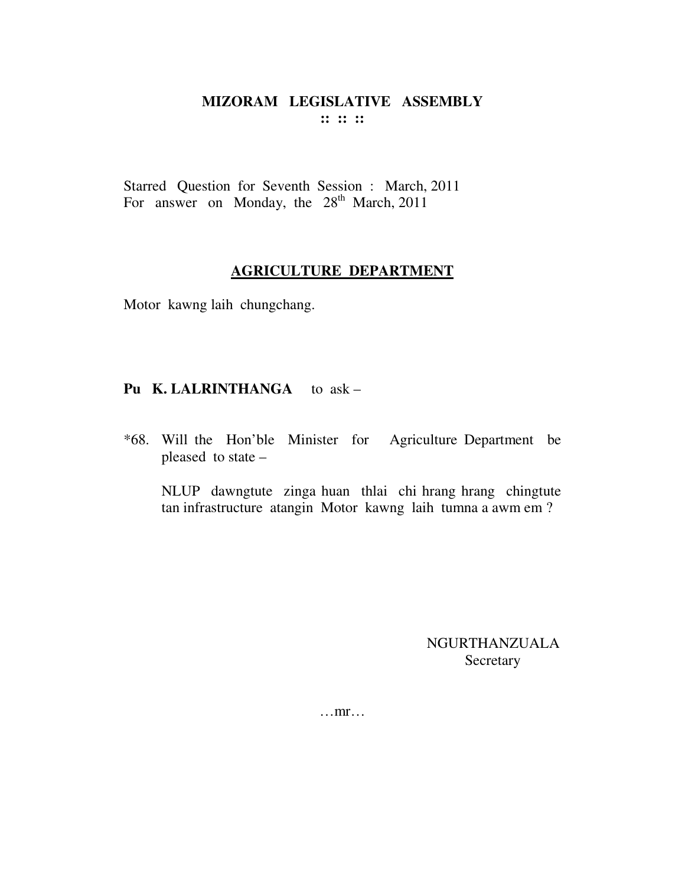# MIZORAM LEGISLATIVE ASSEMBLY

:: :: ::

Starred Question for Seventh Session : March, 2011
For answer on Monday, the 28th March, 2011

## AGRICULTURE DEPARTMENT

Motor kawng laih chungchang.

**Pu K. LALRINTHANGA** to ask –

*68. Will the Hon'ble Minister for Agriculture Department be pleased to state –

NLUP dawngtute zinga huan thlai chi hrang hrang chingtute tan infrastructure atangin Motor kawng laih tumna a awm em ?

NGURTHANZUALA
Secretary

…mr…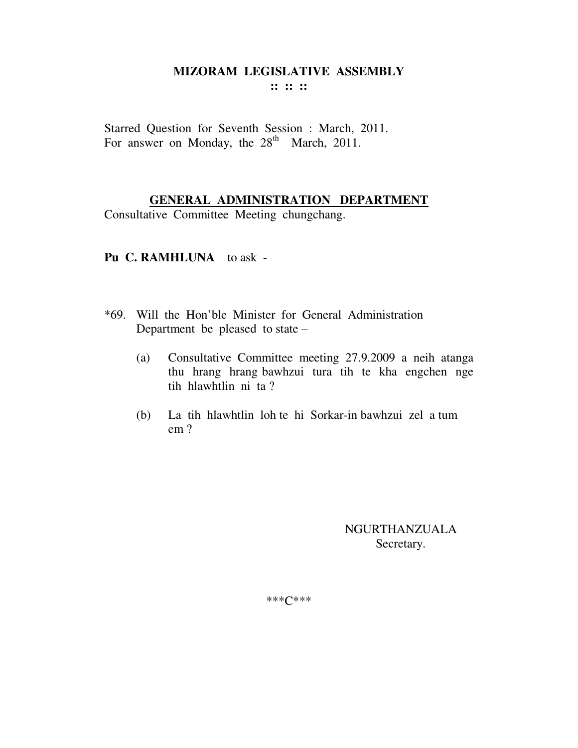# MIZORAM LEGISLATIVE ASSEMBLY

:: :: ::

Starred Question for Seventh Session : March, 2011.
For answer on Monday, the 28th March, 2011.

## GENERAL ADMINISTRATION DEPARTMENT

Consultative Committee Meeting chungchang.

**Pu C. RAMHLUNA** to ask -

*69. Will the Hon'ble Minister for General Administration Department be pleased to state –

(a) Consultative Committee meeting 27.9.2009 a neih atanga thu hrang hrang bawhzui tura tih te kha engchen nge tih hlawhtlin ni ta ?

(b) La tih hlawhtlin loh te hi Sorkar-in bawhzui zel a tum em ?

NGURTHANZUALA
Secretary.

***C***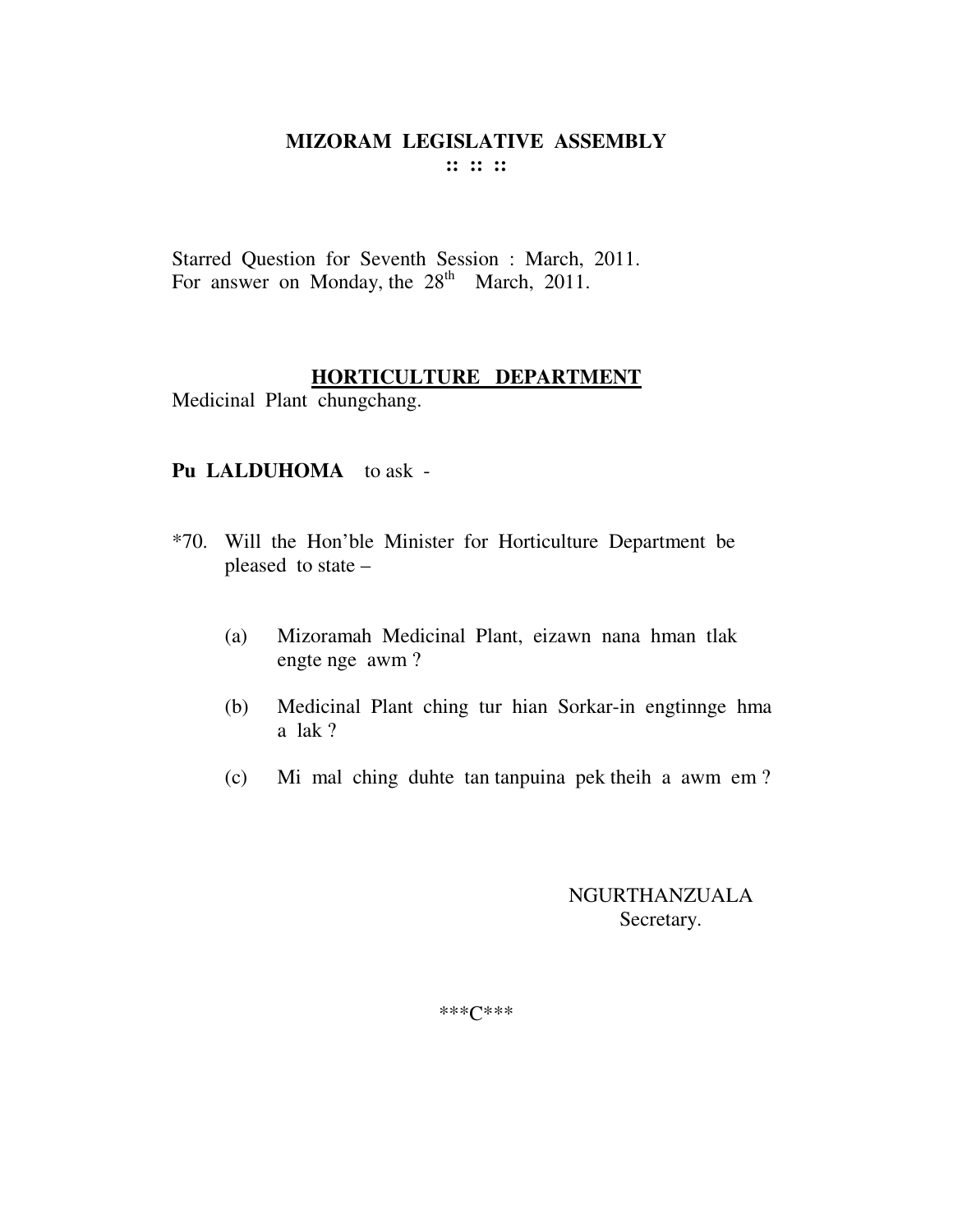# MIZORAM LEGISLATIVE ASSEMBLY

:: :: ::

Starred Question for Seventh Session : March, 2011.
For answer on Monday, the 28th March, 2011.

## HORTICULTURE DEPARTMENT

Medicinal Plant chungchang.

**Pu LALDUHOMA** to ask -

*70. Will the Hon'ble Minister for Horticulture Department be pleased to state –

(a) Mizoramah Medicinal Plant, eizawn nana hman tlak engte nge awm ?

(b) Medicinal Plant ching tur hian Sorkar-in engtinnge hma a lak ?

(c) Mi mal ching duhte tan tanpuina pek theih a awm em ?

NGURTHANZUALA
Secretary.

\*\*\*C\*\*\*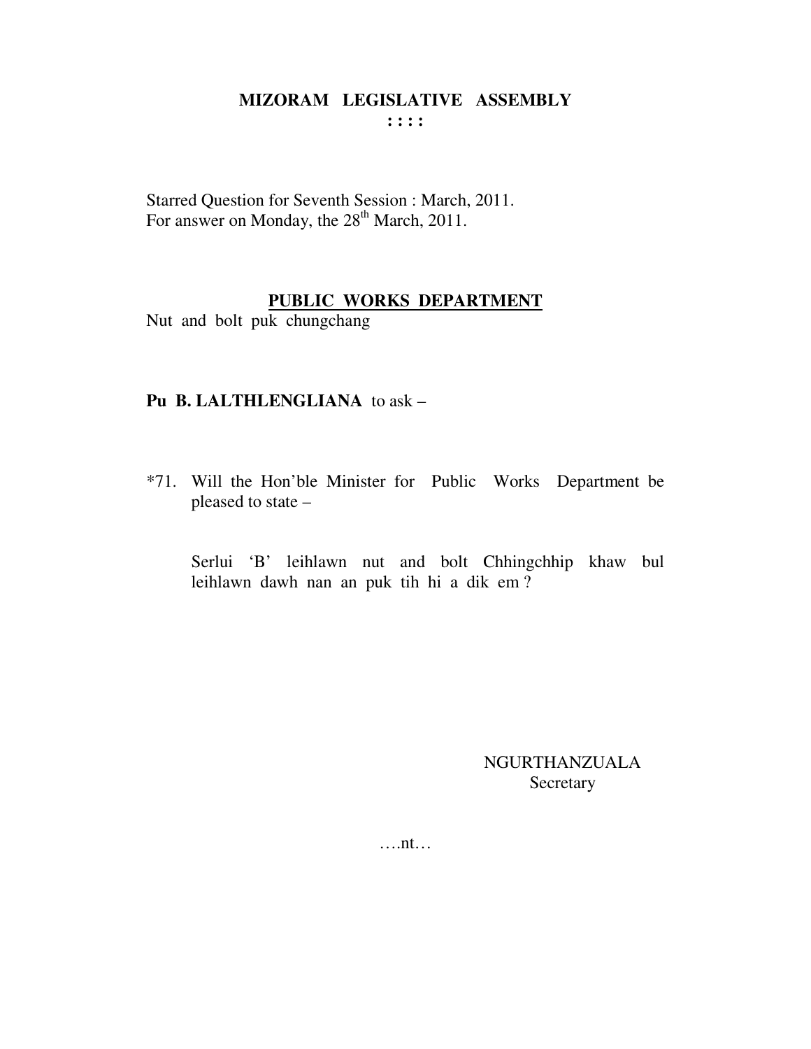# MIZORAM LEGISLATIVE ASSEMBLY

: : : :

Starred Question for Seventh Session : March, 2011.
For answer on Monday, the 28th March, 2011.

## PUBLIC WORKS DEPARTMENT

Nut and bolt puk chungchang

**Pu B. LALTHLENGLIANA** to ask –

*71. Will the Hon'ble Minister for Public Works Department be pleased to state –

Serlui 'B' leihlawn nut and bolt Chhingchhip khaw bul leihlawn dawh nan an puk tih hi a dik em ?

NGURTHANZUALA
Secretary

….nt…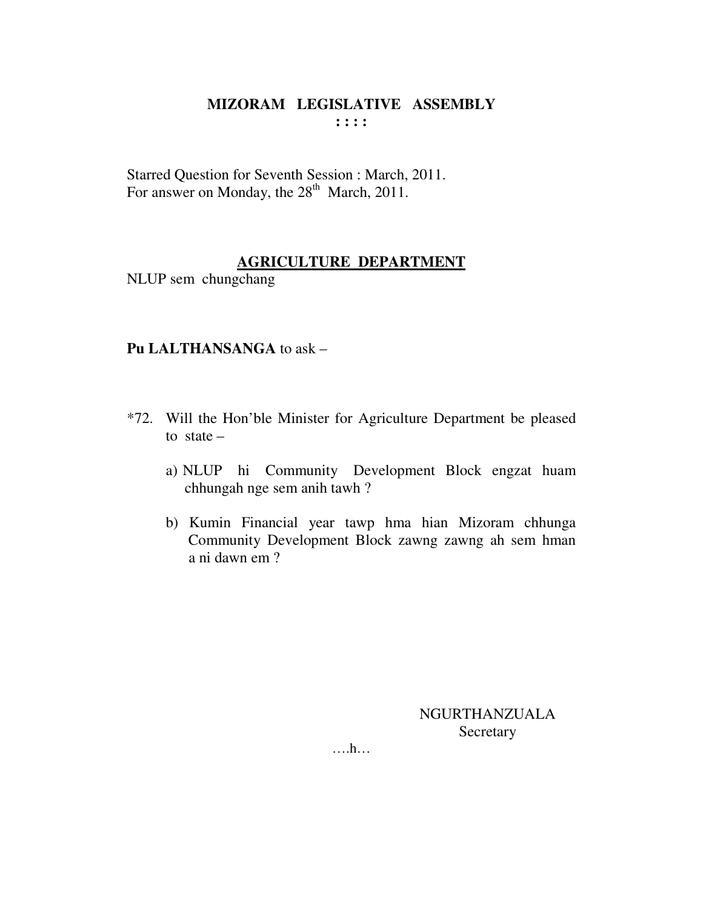**MIZORAM LEGISLATIVE ASSEMBLY**
**: : : :**

Starred Question for Seventh Session : March, 2011.
For answer on Monday, the 28th March, 2011.

**AGRICULTURE DEPARTMENT**

NLUP sem chungchang

**Pu LALTHANSANGA** to ask –

*72. Will the Hon'ble Minister for Agriculture Department be pleased to state –

a) NLUP hi Community Development Block engzat huam chhungah nge sem anih tawh ?

b) Kumin Financial year tawp hma hian Mizoram chhunga Community Development Block zawng zawng ah sem hman a ni dawn em ?

NGURTHANZUALA
Secretary

….h…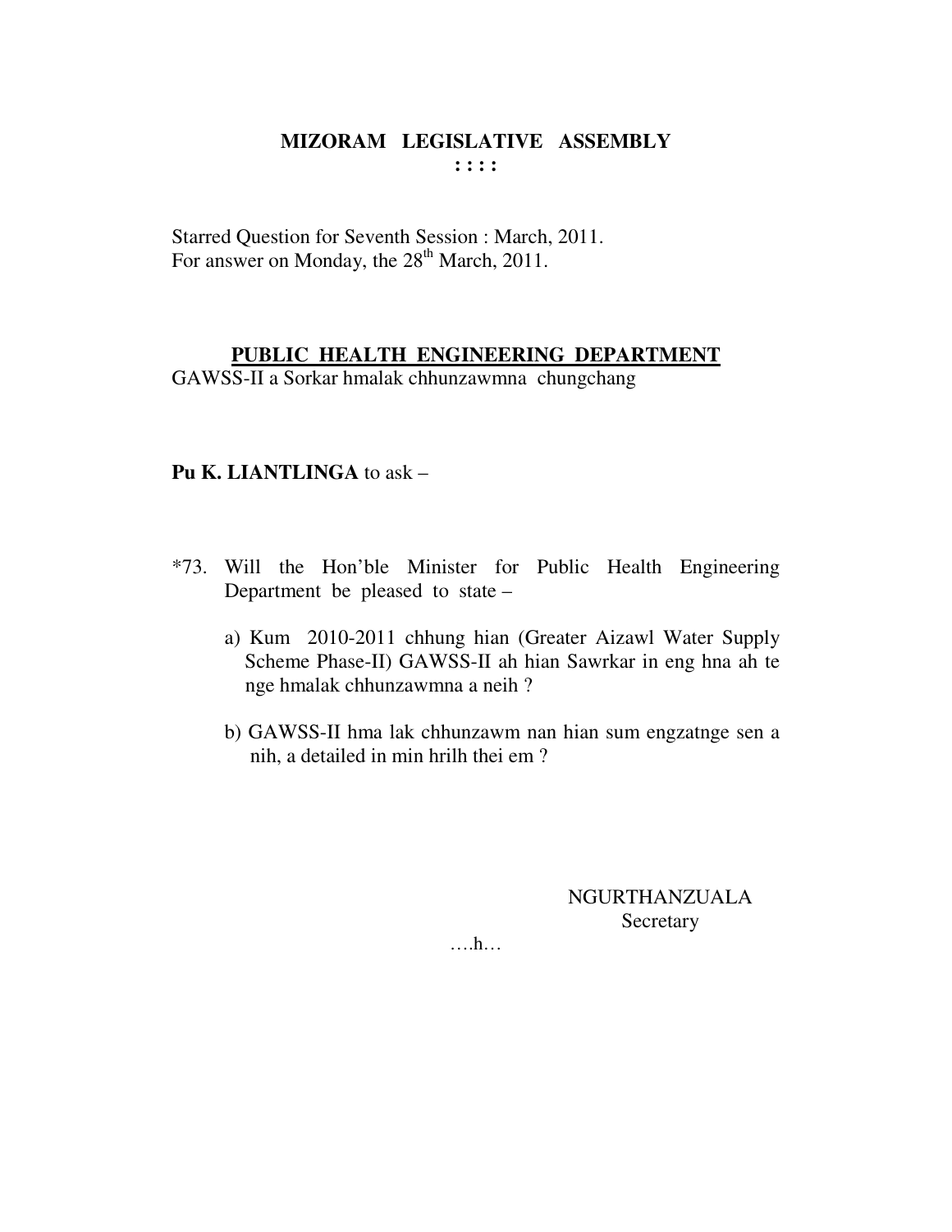# MIZORAM LEGISLATIVE ASSEMBLY

**: : : :**

Starred Question for Seventh Session : March, 2011.
For answer on Monday, the 28th March, 2011.

## PUBLIC HEALTH ENGINEERING DEPARTMENT

GAWSS-II a Sorkar hmalak chhunzawmna chungchang

**Pu K. LIANTLINGA** to ask –

*73. Will the Hon'ble Minister for Public Health Engineering Department be pleased to state –

a) Kum 2010-2011 chhung hian (Greater Aizawl Water Supply Scheme Phase-II) GAWSS-II ah hian Sawrkar in eng hna ah te nge hmalak chhunzawmna a neih ?

b) GAWSS-II hma lak chhunzawm nan hian sum engzatnge sen a nih, a detailed in min hrilh thei em ?

NGURTHANZUALA
Secretary

….h…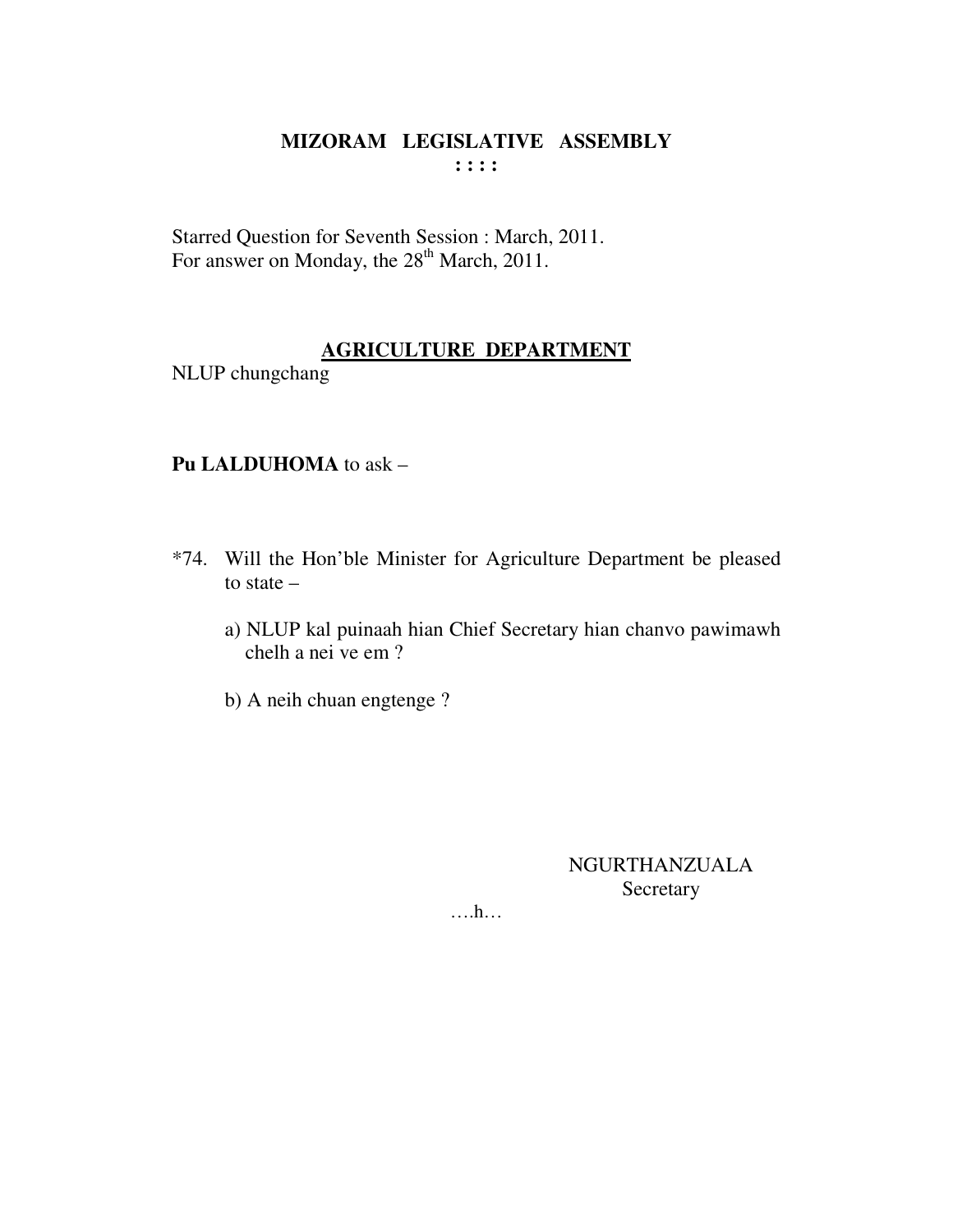# MIZORAM LEGISLATIVE ASSEMBLY

**: : : :**

Starred Question for Seventh Session : March, 2011.
For answer on Monday, the 28th March, 2011.

## AGRICULTURE DEPARTMENT

NLUP chungchang

**Pu LALDUHOMA** to ask –

*74. Will the Hon'ble Minister for Agriculture Department be pleased to state –

a) NLUP kal puinaah hian Chief Secretary hian chanvo pawimawh chelh a nei ve em ?

b) A neih chuan engtenge ?

NGURTHANZUALA
Secretary

….h…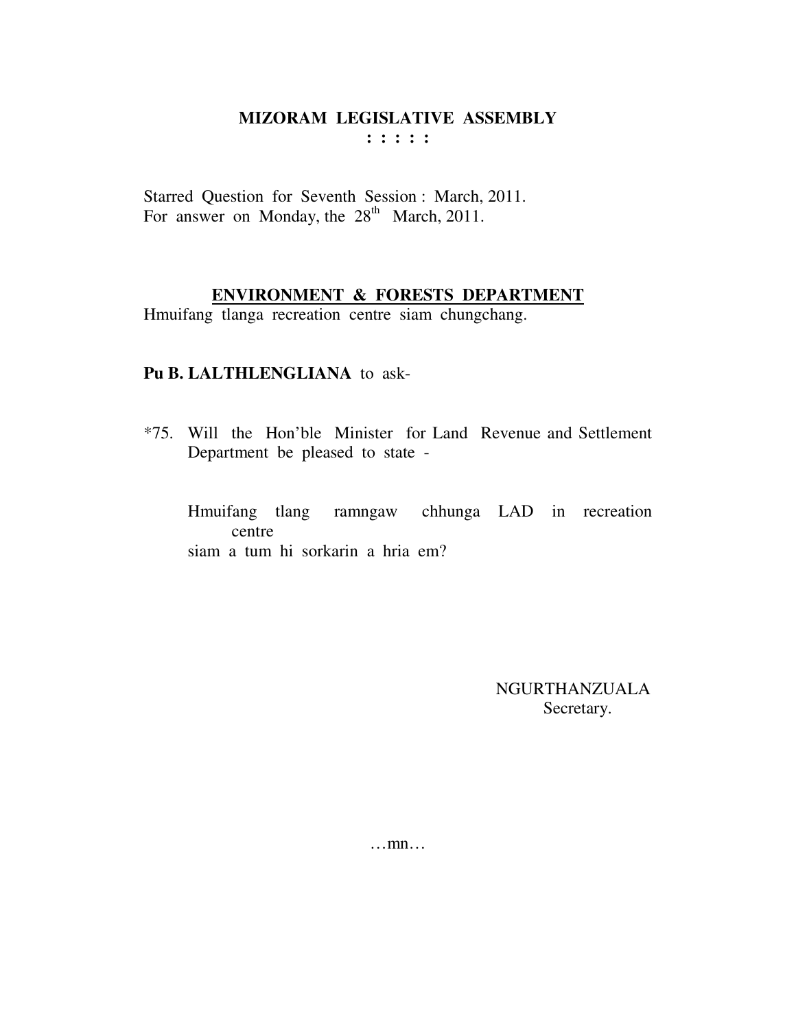**MIZORAM LEGISLATIVE ASSEMBLY**
**: : : : :**

Starred Question for Seventh Session : March, 2011.
For answer on Monday, the 28th March, 2011.

**ENVIRONMENT & FORESTS DEPARTMENT**

Hmuifang tlanga recreation centre siam chungchang.

**Pu B. LALTHLENGLIANA** to ask-

*75. Will the Hon'ble Minister for Land Revenue and Settlement Department be pleased to state -

Hmuifang tlang ramngaw chhunga LAD in recreation centre siam a tum hi sorkarin a hria em?

NGURTHANZUALA
Secretary.

…mn…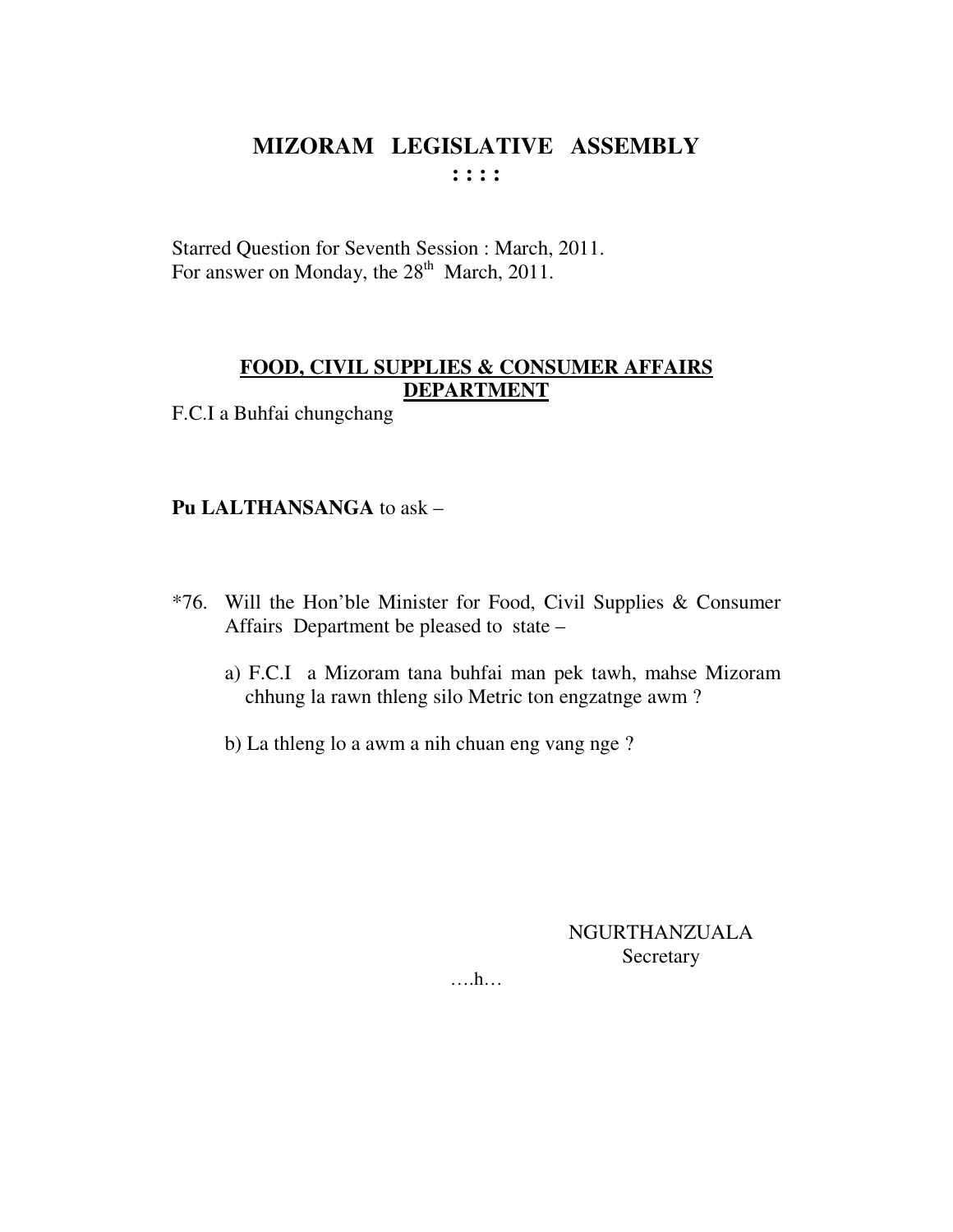# MIZORAM LEGISLATIVE ASSEMBLY

**: : : :**

Starred Question for Seventh Session : March, 2011.
For answer on Monday, the 28th March, 2011.

## FOOD, CIVIL SUPPLIES & CONSUMER AFFAIRS DEPARTMENT

F.C.I a Buhfai chungchang

**Pu LALTHANSANGA** to ask –

*76. Will the Hon'ble Minister for Food, Civil Supplies & Consumer Affairs Department be pleased to state –

a) F.C.I a Mizoram tana buhfai man pek tawh, mahse Mizoram chhung la rawn thleng silo Metric ton engzatnge awm ?

b) La thleng lo a awm a nih chuan eng vang nge ?

NGURTHANZUALA
Secretary

….h…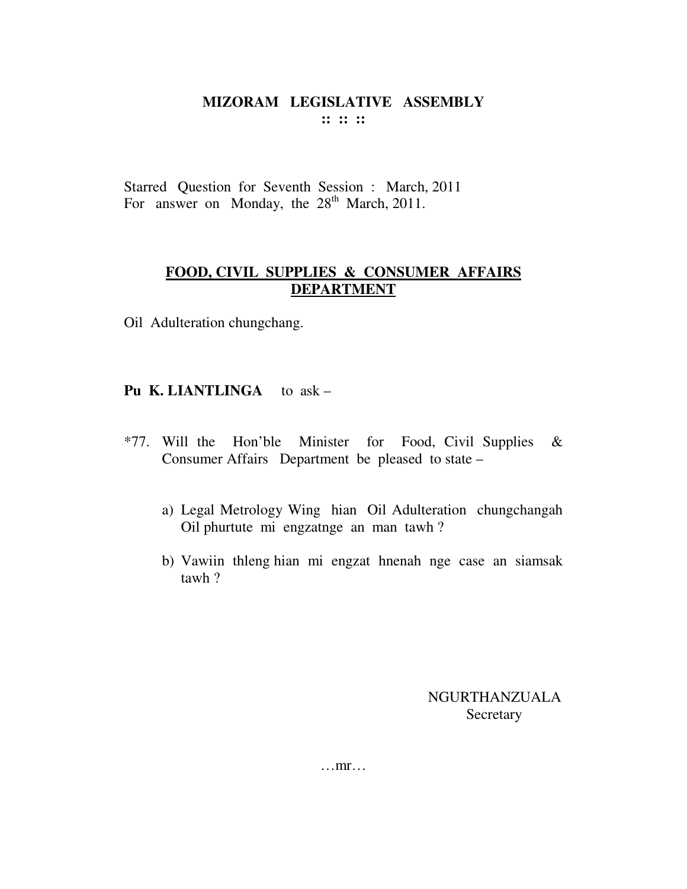# MIZORAM LEGISLATIVE ASSEMBLY

**:: :: ::**

Starred Question for Seventh Session : March, 2011
For answer on Monday, the 28th March, 2011.

## FOOD, CIVIL SUPPLIES & CONSUMER AFFAIRS DEPARTMENT

Oil Adulteration chungchang.

**Pu K. LIANTLINGA** to ask –

*77. Will the Hon'ble Minister for Food, Civil Supplies & Consumer Affairs Department be pleased to state –

a) Legal Metrology Wing hian Oil Adulteration chungchangah Oil phurtute mi engzatnge an man tawh ?

b) Vawiin thleng hian mi engzat hnenah nge case an siamsak tawh ?

NGURTHANZUALA
Secretary

…mr…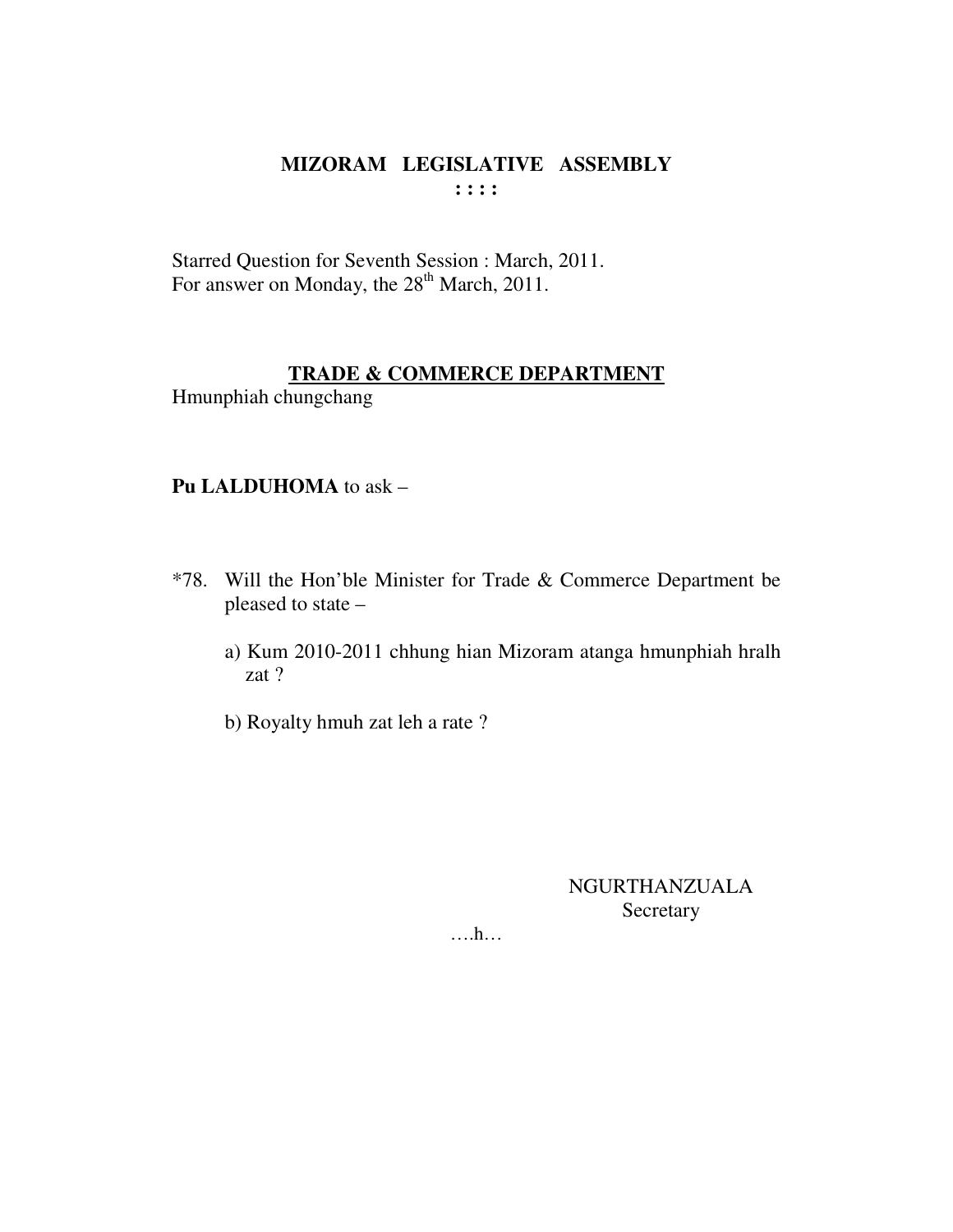**MIZORAM LEGISLATIVE ASSEMBLY**
**: : : :**

Starred Question for Seventh Session : March, 2011.
For answer on Monday, the 28th March, 2011.

**<u>TRADE & COMMERCE DEPARTMENT</u>**
Hmunphiah chungchang

**Pu LALDUHOMA** to ask –

*78. Will the Hon'ble Minister for Trade & Commerce Department be pleased to state –

a) Kum 2010-2011 chhung hian Mizoram atanga hmunphiah hralh zat ?

b) Royalty hmuh zat leh a rate ?

NGURTHANZUALA
Secretary

….h…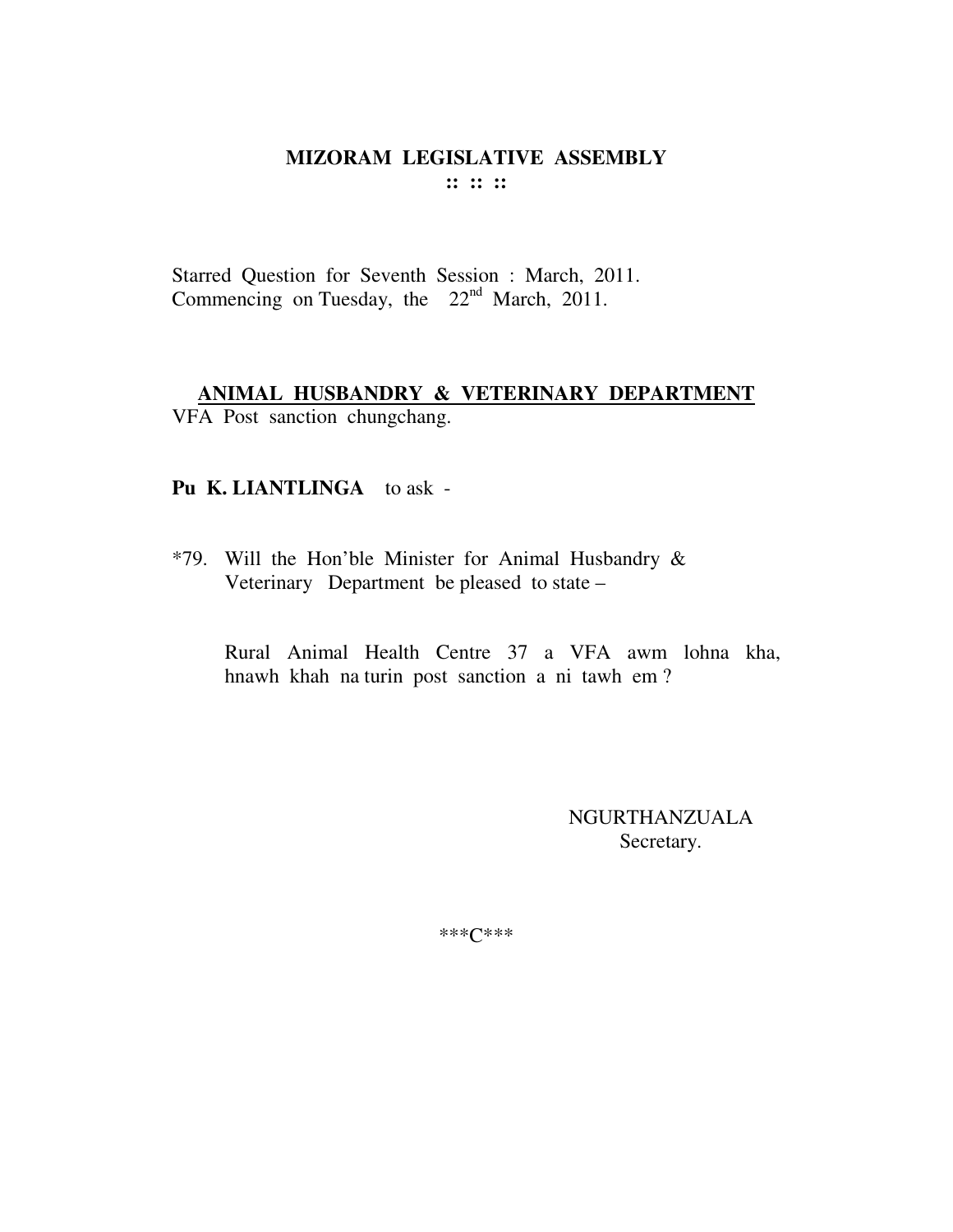# MIZORAM LEGISLATIVE ASSEMBLY

**:: :: ::**

Starred Question for Seventh Session : March, 2011.
Commencing on Tuesday, the 22nd March, 2011.

**ANIMAL HUSBANDRY & VETERINARY DEPARTMENT**

VFA Post sanction chungchang.

**Pu K. LIANTLINGA** to ask -

*79. Will the Hon'ble Minister for Animal Husbandry & Veterinary Department be pleased to state –

Rural Animal Health Centre 37 a VFA awm lohna kha, hnawh khah na turin post sanction a ni tawh em ?

NGURTHANZUALA
Secretary.

\*\*\*C\*\*\*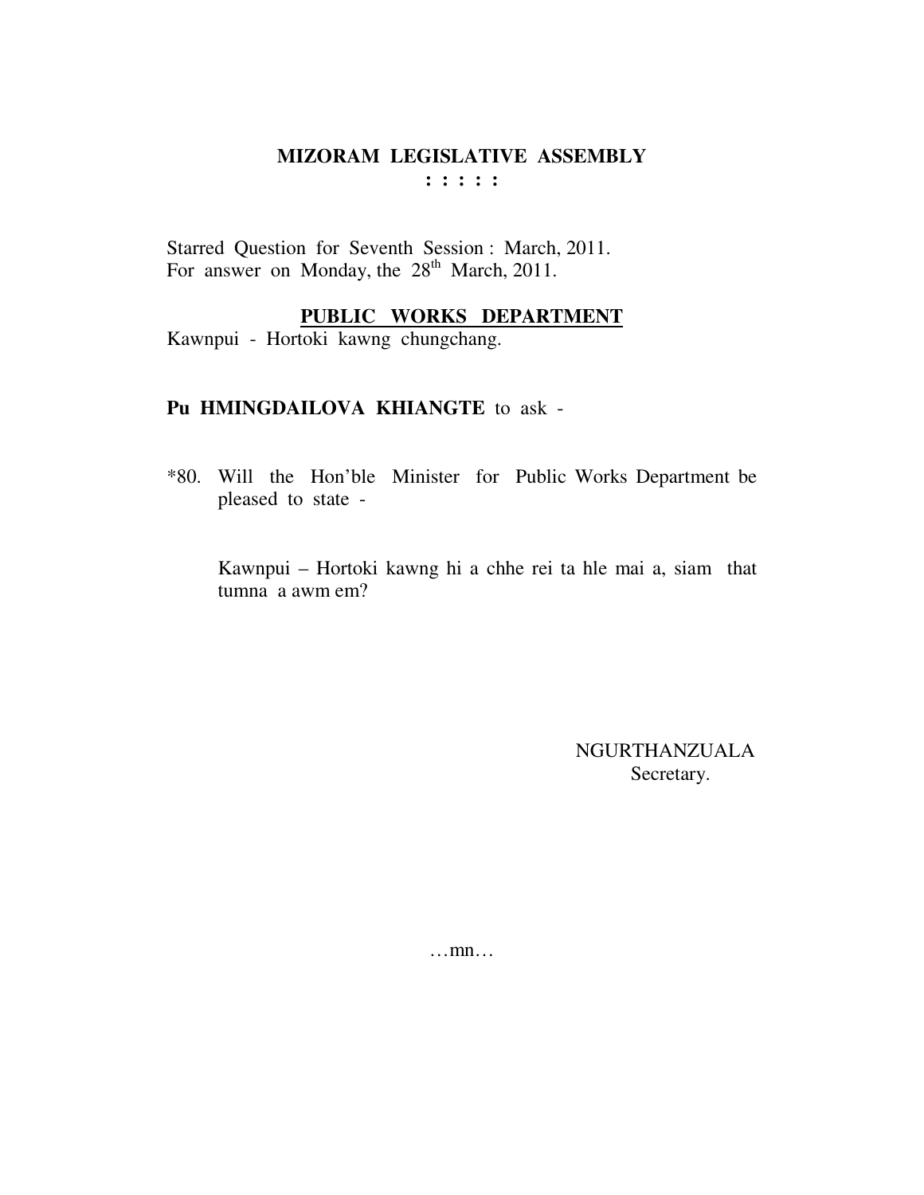**MIZORAM LEGISLATIVE ASSEMBLY**
**: : : : :**

Starred Question for Seventh Session : March, 2011.
For answer on Monday, the 28th March, 2011.

**PUBLIC WORKS DEPARTMENT**

Kawnpui - Hortoki kawng chungchang.

**Pu HMINGDAILOVA KHIANGTE** to ask -

*80. Will the Hon'ble Minister for Public Works Department be pleased to state -

Kawnpui – Hortoki kawng hi a chhe rei ta hle mai a, siam that tumna a awm em?

NGURTHANZUALA
Secretary.

…mn…